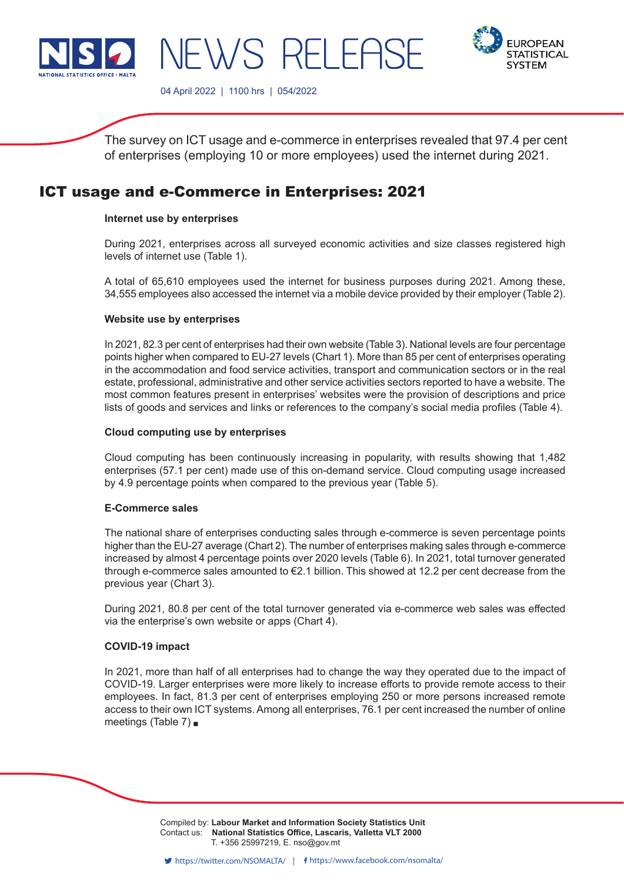NEWS RELEASE

04 April 2022 | 1100 hrs | 054/2022

The survey on ICT usage and e-commerce in enterprises revealed that 97.4 per cent of enterprises (employing 10 or more employees) used the internet during 2021.

# ICT usage and e-Commerce in Enterprises: 2021

**Internet use by enterprises**

During 2021, enterprises across all surveyed economic activities and size classes registered high levels of internet use (Table 1).

A total of 65,610 employees used the internet for business purposes during 2021. Among these, 34,555 employees also accessed the internet via a mobile device provided by their employer (Table 2).

**Website use by enterprises**

In 2021, 82.3 per cent of enterprises had their own website (Table 3). National levels are four percentage points higher when compared to EU-27 levels (Chart 1). More than 85 per cent of enterprises operating in the accommodation and food service activities, transport and communication sectors or in the real estate, professional, administrative and other service activities sectors reported to have a website. The most common features present in enterprises' websites were the provision of descriptions and price lists of goods and services and links or references to the company's social media profiles (Table 4).

**Cloud computing use by enterprises**

Cloud computing has been continuously increasing in popularity, with results showing that 1,482 enterprises (57.1 per cent) made use of this on-demand service. Cloud computing usage increased by 4.9 percentage points when compared to the previous year (Table 5).

**E-Commerce sales**

The national share of enterprises conducting sales through e-commerce is seven percentage points higher than the EU-27 average (Chart 2). The number of enterprises making sales through e-commerce increased by almost 4 percentage points over 2020 levels (Table 6). In 2021, total turnover generated through e-commerce sales amounted to €2.1 billion. This showed at 12.2 per cent decrease from the previous year (Chart 3).

During 2021, 80.8 per cent of the total turnover generated via e-commerce web sales was effected via the enterprise's own website or apps (Chart 4).

**COVID-19 impact**

In 2021, more than half of all enterprises had to change the way they operated due to the impact of COVID-19. Larger enterprises were more likely to increase efforts to provide remote access to their employees. In fact, 81.3 per cent of enterprises employing 250 or more persons increased remote access to their own ICT systems. Among all enterprises, 76.1 per cent increased the number of online meetings (Table 7) ■

Compiled by: **Labour Market and Information Society Statistics Unit**
Contact us: **National Statistics Office, Lascaris, Valletta VLT 2000**
T. +356 25997219, E. nso@gov.mt

https://twitter.com/NSOMALTA/ | https://www.facebook.com/nsomalta/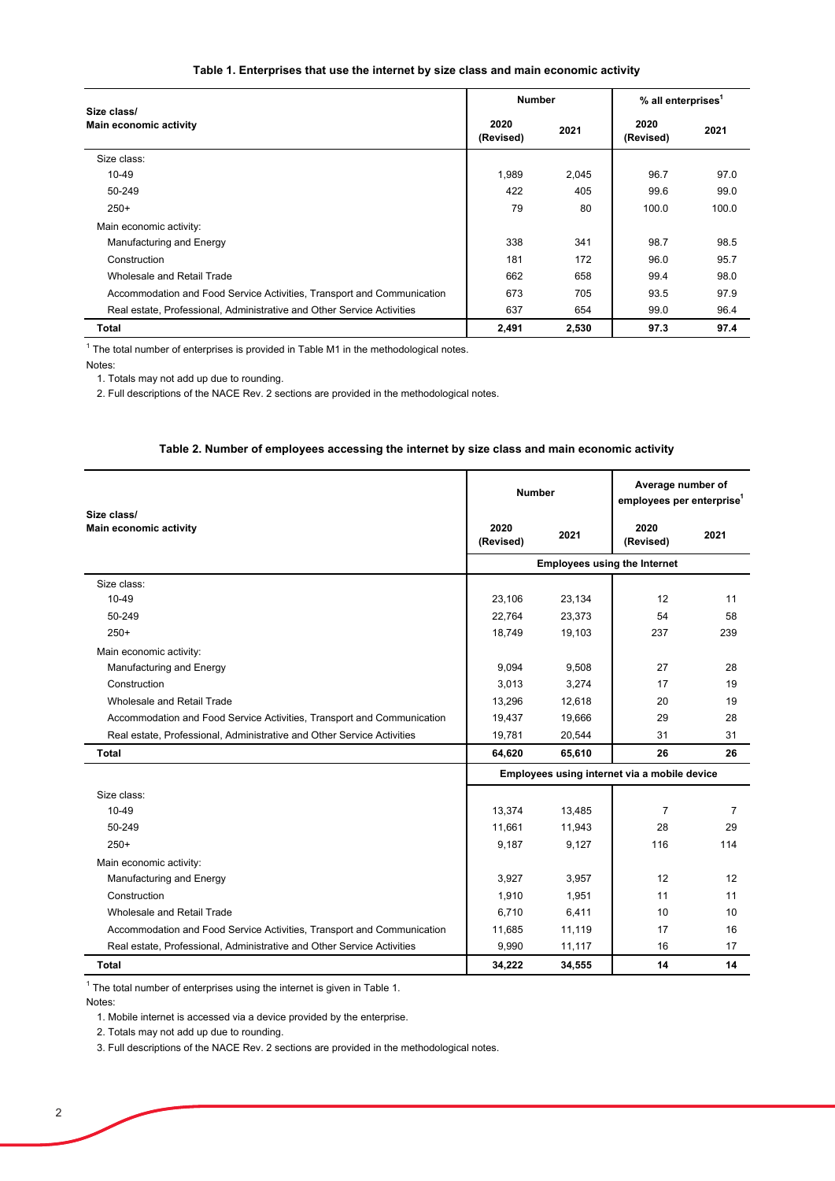**Table 1. Enterprises that use the internet by size class and main economic activity**

| Size class/<br>Main economic activity | Number | | % all enterprises[1] | |
|---|---|---|---|---|
| | 2020 (Revised) | 2021 | 2020 (Revised) | 2021 |
| Size class: | | | | |
| 10-49 | 1,989 | 2,045 | 96.7 | 97.0 |
| 50-249 | 422 | 405 | 99.6 | 99.0 |
| 250+ | 79 | 80 | 100.0 | 100.0 |
| Main economic activity: | | | | |
| Manufacturing and Energy | 338 | 341 | 98.7 | 98.5 |
| Construction | 181 | 172 | 96.0 | 95.7 |
| Wholesale and Retail Trade | 662 | 658 | 99.4 | 98.0 |
| Accommodation and Food Service Activities, Transport and Communication | 673 | 705 | 93.5 | 97.9 |
| Real estate, Professional, Administrative and Other Service Activities | 637 | 654 | 99.0 | 96.4 |
| **Total** | **2,491** | **2,530** | **97.3** | **97.4** |

[1] The total number of enterprises is provided in Table M1 in the methodological notes.

Notes:

1. Totals may not add up due to rounding.
2. Full descriptions of the NACE Rev. 2 sections are provided in the methodological notes.

**Table 2. Number of employees accessing the internet by size class and main economic activity**

| Size class/<br>Main economic activity | Number | | Average number of employees per enterprise[1] | |
|---|---|---|---|---|
| | 2020 (Revised) | 2021 | 2020 (Revised) | 2021 |
| | **Employees using the Internet** | | | |
| Size class: | | | | |
| 10-49 | 23,106 | 23,134 | 12 | 11 |
| 50-249 | 22,764 | 23,373 | 54 | 58 |
| 250+ | 18,749 | 19,103 | 237 | 239 |
| Main economic activity: | | | | |
| Manufacturing and Energy | 9,094 | 9,508 | 27 | 28 |
| Construction | 3,013 | 3,274 | 17 | 19 |
| Wholesale and Retail Trade | 13,296 | 12,618 | 20 | 19 |
| Accommodation and Food Service Activities, Transport and Communication | 19,437 | 19,666 | 29 | 28 |
| Real estate, Professional, Administrative and Other Service Activities | 19,781 | 20,544 | 31 | 31 |
| **Total** | **64,620** | **65,610** | **26** | **26** |
| | **Employees using internet via a mobile device** | | | |
| Size class: | | | | |
| 10-49 | 13,374 | 13,485 | 7 | 7 |
| 50-249 | 11,661 | 11,943 | 28 | 29 |
| 250+ | 9,187 | 9,127 | 116 | 114 |
| Main economic activity: | | | | |
| Manufacturing and Energy | 3,927 | 3,957 | 12 | 12 |
| Construction | 1,910 | 1,951 | 11 | 11 |
| Wholesale and Retail Trade | 6,710 | 6,411 | 10 | 10 |
| Accommodation and Food Service Activities, Transport and Communication | 11,685 | 11,119 | 17 | 16 |
| Real estate, Professional, Administrative and Other Service Activities | 9,990 | 11,117 | 16 | 17 |
| **Total** | **34,222** | **34,555** | **14** | **14** |

[1] The total number of enterprises using the internet is given in Table 1.

Notes:

1. Mobile internet is accessed via a device provided by the enterprise.
2. Totals may not add up due to rounding.
3. Full descriptions of the NACE Rev. 2 sections are provided in the methodological notes.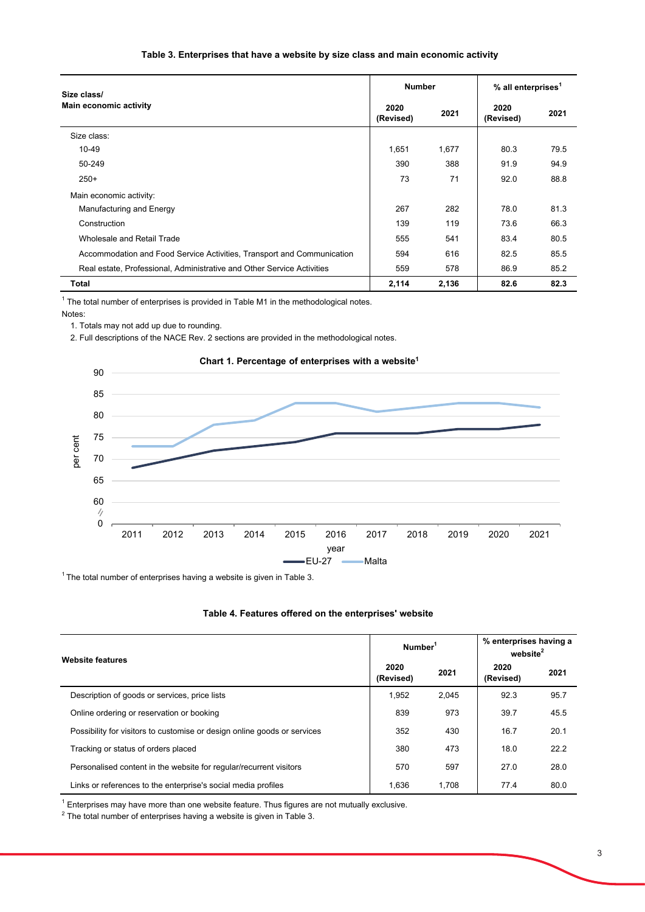**Table 3. Enterprises that have a website by size class and main economic activity**

| Size class/ Main economic activity | Number | | % all enterprises[1] | |
|---|---|---|---|---|
| | 2020 (Revised) | 2021 | 2020 (Revised) | 2021 |
| Size class: | | | | |
| 10-49 | 1,651 | 1,677 | 80.3 | 79.5 |
| 50-249 | 390 | 388 | 91.9 | 94.9 |
| 250+ | 73 | 71 | 92.0 | 88.8 |
| Main economic activity: | | | | |
| Manufacturing and Energy | 267 | 282 | 78.0 | 81.3 |
| Construction | 139 | 119 | 73.6 | 66.3 |
| Wholesale and Retail Trade | 555 | 541 | 83.4 | 80.5 |
| Accommodation and Food Service Activities, Transport and Communication | 594 | 616 | 82.5 | 85.5 |
| Real estate, Professional, Administrative and Other Service Activities | 559 | 578 | 86.9 | 85.2 |
| **Total** | **2,114** | **2,136** | **82.6** | **82.3** |

[1] The total number of enterprises is provided in Table M1 in the methodological notes.

Notes:

1. Totals may not add up due to rounding.
2. Full descriptions of the NACE Rev. 2 sections are provided in the methodological notes.

**Chart 1. Percentage of enterprises with a website[1]**

[1] The total number of enterprises having a website is given in Table 3.

**Table 4. Features offered on the enterprises' website**

| Website features | Number[1] | | % enterprises having a website[2] | |
|---|---|---|---|---|
| | 2020 (Revised) | 2021 | 2020 (Revised) | 2021 |
| Description of goods or services, price lists | 1,952 | 2,045 | 92.3 | 95.7 |
| Online ordering or reservation or booking | 839 | 973 | 39.7 | 45.5 |
| Possibility for visitors to customise or design online goods or services | 352 | 430 | 16.7 | 20.1 |
| Tracking or status of orders placed | 380 | 473 | 18.0 | 22.2 |
| Personalised content in the website for regular/recurrent visitors | 570 | 597 | 27.0 | 28.0 |
| Links or references to the enterprise's social media profiles | 1,636 | 1,708 | 77.4 | 80.0 |

[1] Enterprises may have more than one website feature. Thus figures are not mutually exclusive.

[2] The total number of enterprises having a website is given in Table 3.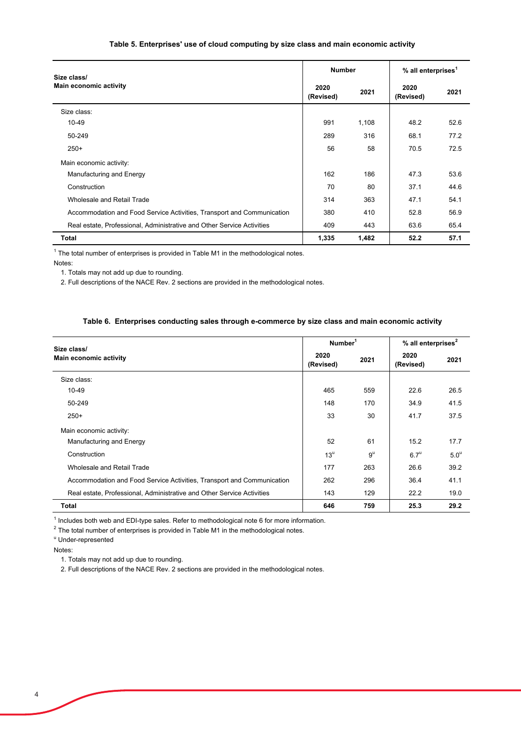**Table 5. Enterprises' use of cloud computing by size class and main economic activity**

| Size class/ Main economic activity | Number | | % all enterprises[1] | |
|---|---|---|---|---|
| | 2020 (Revised) | 2021 | 2020 (Revised) | 2021 |
| Size class: | | | | |
| 10-49 | 991 | 1,108 | 48.2 | 52.6 |
| 50-249 | 289 | 316 | 68.1 | 77.2 |
| 250+ | 56 | 58 | 70.5 | 72.5 |
| Main economic activity: | | | | |
| Manufacturing and Energy | 162 | 186 | 47.3 | 53.6 |
| Construction | 70 | 80 | 37.1 | 44.6 |
| Wholesale and Retail Trade | 314 | 363 | 47.1 | 54.1 |
| Accommodation and Food Service Activities, Transport and Communication | 380 | 410 | 52.8 | 56.9 |
| Real estate, Professional, Administrative and Other Service Activities | 409 | 443 | 63.6 | 65.4 |
| **Total** | **1,335** | **1,482** | **52.2** | **57.1** |

[1] The total number of enterprises is provided in Table M1 in the methodological notes.

Notes:

1. Totals may not add up due to rounding.
2. Full descriptions of the NACE Rev. 2 sections are provided in the methodological notes.

**Table 6. Enterprises conducting sales through e-commerce by size class and main economic activity**

| Size class/ Main economic activity | Number[1] | | % all enterprises[2] | |
|---|---|---|---|---|
| | 2020 (Revised) | 2021 | 2020 (Revised) | 2021 |
| Size class: | | | | |
| 10-49 | 465 | 559 | 22.6 | 26.5 |
| 50-249 | 148 | 170 | 34.9 | 41.5 |
| 250+ | 33 | 30 | 41.7 | 37.5 |
| Main economic activity: | | | | |
| Manufacturing and Energy | 52 | 61 | 15.2 | 17.7 |
| Construction | 13[u] | 9[u] | 6.7[u] | 5.0[u] |
| Wholesale and Retail Trade | 177 | 263 | 26.6 | 39.2 |
| Accommodation and Food Service Activities, Transport and Communication | 262 | 296 | 36.4 | 41.1 |
| Real estate, Professional, Administrative and Other Service Activities | 143 | 129 | 22.2 | 19.0 |
| **Total** | **646** | **759** | **25.3** | **29.2** |

[1] Includes both web and EDI-type sales. Refer to methodological note 6 for more information.

[2] The total number of enterprises is provided in Table M1 in the methodological notes.

[u] Under-represented

Notes:

1. Totals may not add up due to rounding.
2. Full descriptions of the NACE Rev. 2 sections are provided in the methodological notes.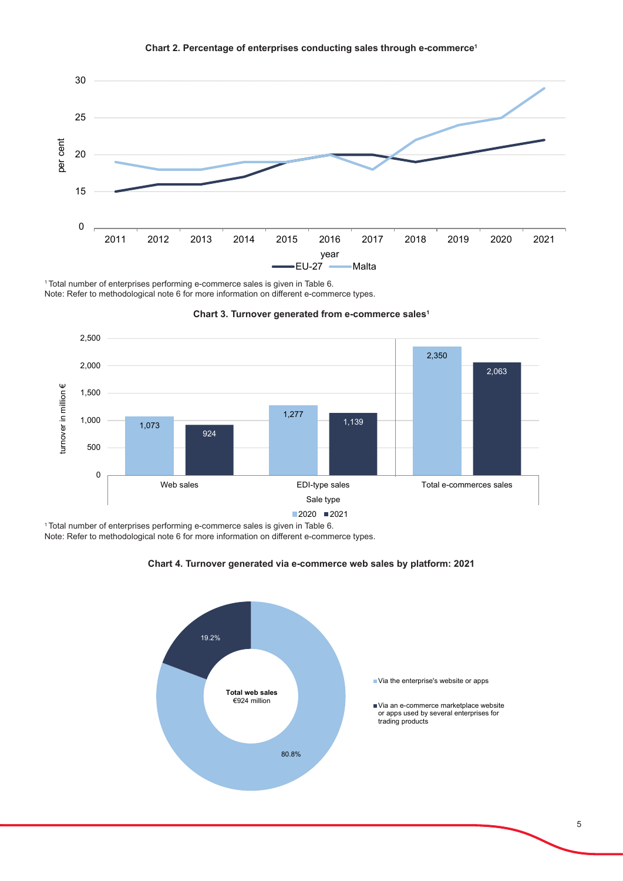**Chart 2. Percentage of enterprises conducting sales through e-commerce**[1]

[1] Total number of enterprises performing e-commerce sales is given in Table 6.
Note: Refer to methodological note 6 for more information on different e-commerce types.

**Chart 3. Turnover generated from e-commerce sales**[1]

[1] Total number of enterprises performing e-commerce sales is given in Table 6.
Note: Refer to methodological note 6 for more information on different e-commerce types.

**Chart 4. Turnover generated via e-commerce web sales by platform: 2021**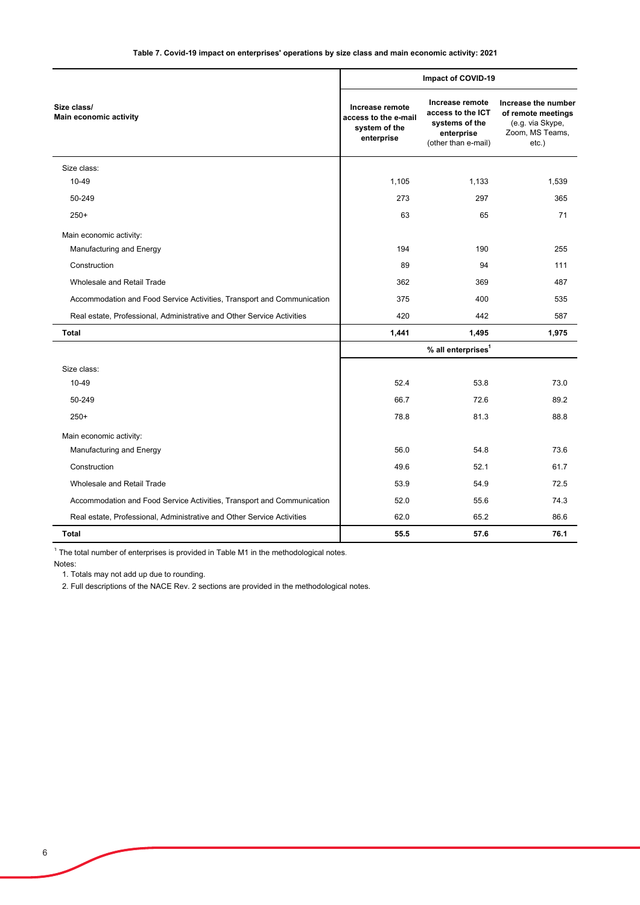**Table 7. Covid-19 impact on enterprises' operations by size class and main economic activity: 2021**

| Size class/ Main economic activity | Impact of COVID-19 | | |
|---|---|---|---|
| | **Increase remote access to the e-mail system of the enterprise** | **Increase remote access to the ICT systems of the enterprise** (other than e-mail) | **Increase the number of remote meetings** (e.g. via Skype, Zoom, MS Teams, etc.) |
| Size class: | | | |
| 10-49 | 1,105 | 1,133 | 1,539 |
| 50-249 | 273 | 297 | 365 |
| 250+ | 63 | 65 | 71 |
| Main economic activity: | | | |
| Manufacturing and Energy | 194 | 190 | 255 |
| Construction | 89 | 94 | 111 |
| Wholesale and Retail Trade | 362 | 369 | 487 |
| Accommodation and Food Service Activities, Transport and Communication | 375 | 400 | 535 |
| Real estate, Professional, Administrative and Other Service Activities | 420 | 442 | 587 |
| **Total** | **1,441** | **1,495** | **1,975** |
| | | **% all enterprises**[1] | |
| Size class: | | | |
| 10-49 | 52.4 | 53.8 | 73.0 |
| 50-249 | 66.7 | 72.6 | 89.2 |
| 250+ | 78.8 | 81.3 | 88.8 |
| Main economic activity: | | | |
| Manufacturing and Energy | 56.0 | 54.8 | 73.6 |
| Construction | 49.6 | 52.1 | 61.7 |
| Wholesale and Retail Trade | 53.9 | 54.9 | 72.5 |
| Accommodation and Food Service Activities, Transport and Communication | 52.0 | 55.6 | 74.3 |
| Real estate, Professional, Administrative and Other Service Activities | 62.0 | 65.2 | 86.6 |
| **Total** | **55.5** | **57.6** | **76.1** |

[1] The total number of enterprises is provided in Table M1 in the methodological notes.

Notes:

1. Totals may not add up due to rounding.
2. Full descriptions of the NACE Rev. 2 sections are provided in the methodological notes.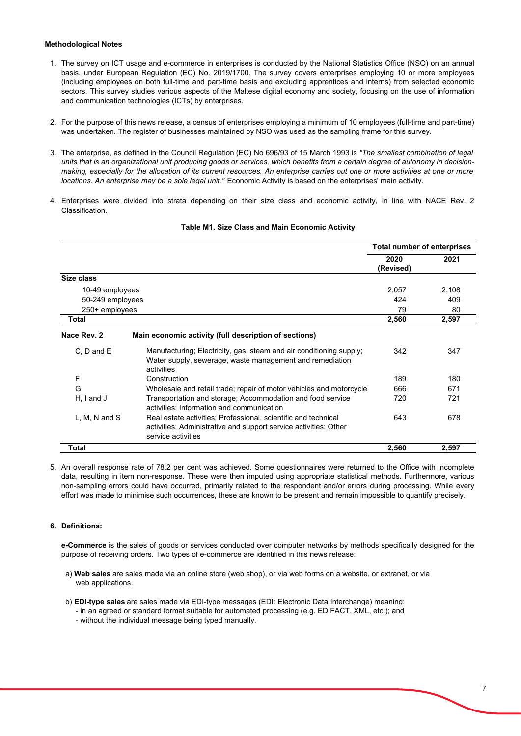**Methodological Notes**

1. The survey on ICT usage and e-commerce in enterprises is conducted by the National Statistics Office (NSO) on an annual basis, under European Regulation (EC) No. 2019/1700. The survey covers enterprises employing 10 or more employees (including employees on both full-time and part-time basis and excluding apprentices and interns) from selected economic sectors. This survey studies various aspects of the Maltese digital economy and society, focusing on the use of information and communication technologies (ICTs) by enterprises.

2. For the purpose of this news release, a census of enterprises employing a minimum of 10 employees (full-time and part-time) was undertaken. The register of businesses maintained by NSO was used as the sampling frame for this survey.

3. The enterprise, as defined in the Council Regulation (EC) No 696/93 of 15 March 1993 is *"The smallest combination of legal units that is an organizational unit producing goods or services, which benefits from a certain degree of autonomy in decision-making, especially for the allocation of its current resources. An enterprise carries out one or more activities at one or more locations. An enterprise may be a sole legal unit."* Economic Activity is based on the enterprises' main activity.

4. Enterprises were divided into strata depending on their size class and economic activity, in line with NACE Rev. 2 Classification.

**Table M1. Size Class and Main Economic Activity**

| | | Total number of enterprises | |
|---|---|---|---|
| | | 2020 (Revised) | 2021 |
| **Size class** | | | |
| 10-49 employees | | 2,057 | 2,108 |
| 50-249 employees | | 424 | 409 |
| 250+ employees | | 79 | 80 |
| **Total** | | **2,560** | **2,597** |
| **Nace Rev. 2** | **Main economic activity (full description of sections)** | | |
| C, D and E | Manufacturing; Electricity, gas, steam and air conditioning supply; Water supply, sewerage, waste management and remediation activities | 342 | 347 |
| F | Construction | 189 | 180 |
| G | Wholesale and retail trade; repair of motor vehicles and motorcycle | 666 | 671 |
| H, I and J | Transportation and storage; Accommodation and food service activities; Information and communication | 720 | 721 |
| L, M, N and S | Real estate activities; Professional, scientific and technical activities; Administrative and support service activities; Other service activities | 643 | 678 |
| **Total** | | **2,560** | **2,597** |

5. An overall response rate of 78.2 per cent was achieved. Some questionnaires were returned to the Office with incomplete data, resulting in item non-response. These were then imputed using appropriate statistical methods. Furthermore, various non-sampling errors could have occurred, primarily related to the respondent and/or errors during processing. While every effort was made to minimise such occurrences, these are known to be present and remain impossible to quantify precisely.

6. **Definitions:**

   **e-Commerce** is the sales of goods or services conducted over computer networks by methods specifically designed for the purpose of receiving orders. Two types of e-commerce are identified in this news release:

   a) **Web sales** are sales made via an online store (web shop), or via web forms on a website, or extranet, or via web applications.

   b) **EDI-type sales** are sales made via EDI-type messages (EDI: Electronic Data Interchange) meaning:
   - in an agreed or standard format suitable for automated processing (e.g. EDIFACT, XML, etc.); and
   - without the individual message being typed manually.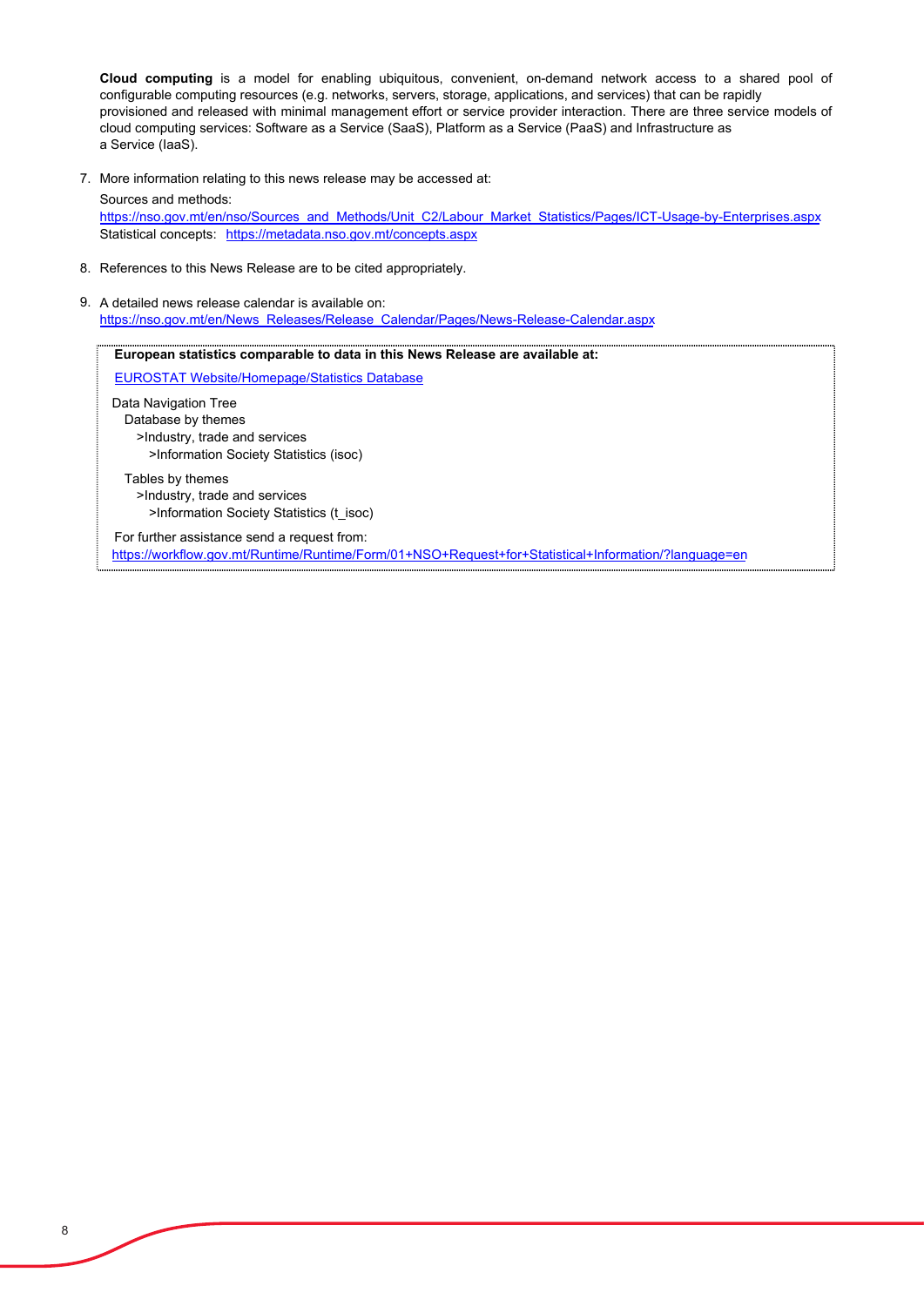**Cloud computing** is a model for enabling ubiquitous, convenient, on-demand network access to a shared pool of configurable computing resources (e.g. networks, servers, storage, applications, and services) that can be rapidly provisioned and released with minimal management effort or service provider interaction. There are three service models of cloud computing services: Software as a Service (SaaS), Platform as a Service (PaaS) and Infrastructure as a Service (IaaS).

7. More information relating to this news release may be accessed at:

   Sources and methods:
   https://nso.gov.mt/en/nso/Sources_and_Methods/Unit_C2/Labour_Market_Statistics/Pages/ICT-Usage-by-Enterprises.aspx
   Statistical concepts: https://metadata.nso.gov.mt/concepts.aspx

8. References to this News Release are to be cited appropriately.

9. A detailed news release calendar is available on:
   https://nso.gov.mt/en/News_Releases/Release_Calendar/Pages/News-Release-Calendar.aspx

**European statistics comparable to data in this News Release are available at:**

EUROSTAT Website/Homepage/Statistics Database

Data Navigation Tree
- Database by themes
  - >Industry, trade and services
    - >Information Society Statistics (isoc)
- Tables by themes
  - >Industry, trade and services
    - >Information Society Statistics (t_isoc)

For further assistance send a request from:
https://workflow.gov.mt/Runtime/Runtime/Form/01+NSO+Request+for+Statistical+Information/?language=en